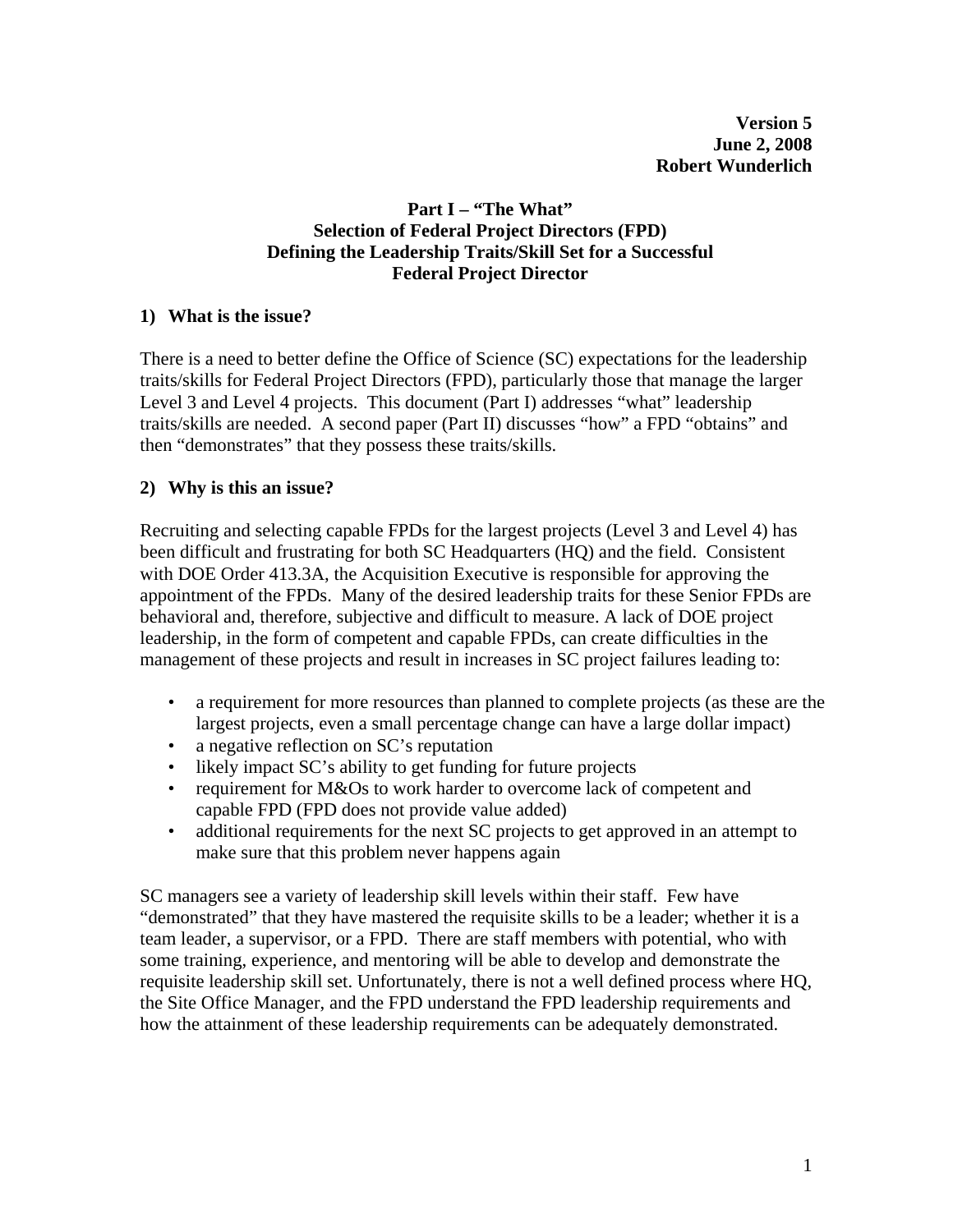**Version 5**
**June 2, 2008**
**Robert Wunderlich**

# Part I – "The What"
# Selection of Federal Project Directors (FPD)
# Defining the Leadership Traits/Skill Set for a Successful Federal Project Director

## 1) What is the issue?

There is a need to better define the Office of Science (SC) expectations for the leadership traits/skills for Federal Project Directors (FPD), particularly those that manage the larger Level 3 and Level 4 projects. This document (Part I) addresses "what" leadership traits/skills are needed. A second paper (Part II) discusses "how" a FPD "obtains" and then "demonstrates" that they possess these traits/skills.

## 2) Why is this an issue?

Recruiting and selecting capable FPDs for the largest projects (Level 3 and Level 4) has been difficult and frustrating for both SC Headquarters (HQ) and the field. Consistent with DOE Order 413.3A, the Acquisition Executive is responsible for approving the appointment of the FPDs. Many of the desired leadership traits for these Senior FPDs are behavioral and, therefore, subjective and difficult to measure. A lack of DOE project leadership, in the form of competent and capable FPDs, can create difficulties in the management of these projects and result in increases in SC project failures leading to:

- a requirement for more resources than planned to complete projects (as these are the largest projects, even a small percentage change can have a large dollar impact)
- a negative reflection on SC's reputation
- likely impact SC's ability to get funding for future projects
- requirement for M&Os to work harder to overcome lack of competent and capable FPD (FPD does not provide value added)
- additional requirements for the next SC projects to get approved in an attempt to make sure that this problem never happens again

SC managers see a variety of leadership skill levels within their staff. Few have "demonstrated" that they have mastered the requisite skills to be a leader; whether it is a team leader, a supervisor, or a FPD. There are staff members with potential, who with some training, experience, and mentoring will be able to develop and demonstrate the requisite leadership skill set. Unfortunately, there is not a well defined process where HQ, the Site Office Manager, and the FPD understand the FPD leadership requirements and how the attainment of these leadership requirements can be adequately demonstrated.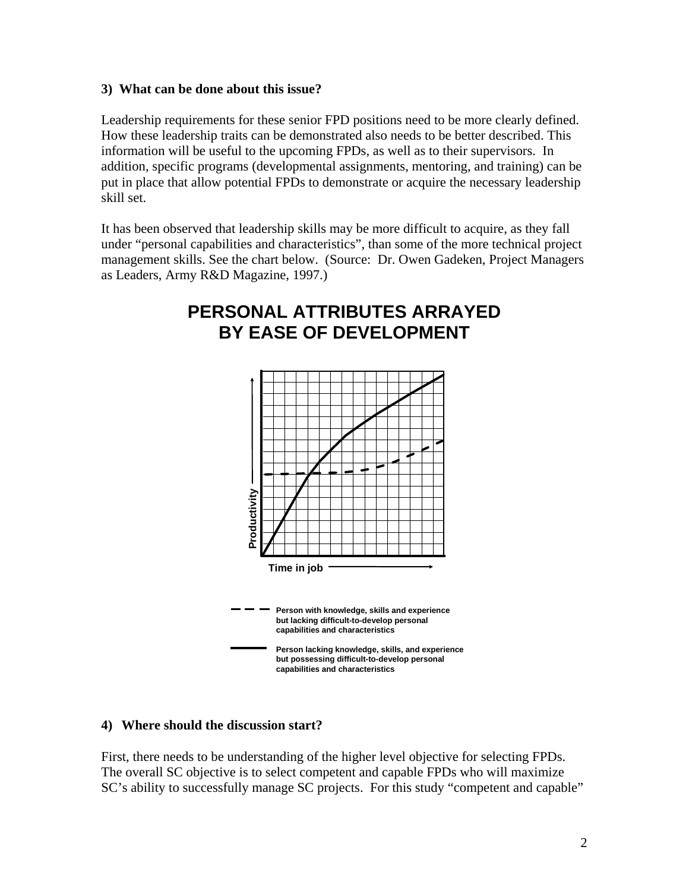**3) What can be done about this issue?**

Leadership requirements for these senior FPD positions need to be more clearly defined. How these leadership traits can be demonstrated also needs to be better described. This information will be useful to the upcoming FPDs, as well as to their supervisors. In addition, specific programs (developmental assignments, mentoring, and training) can be put in place that allow potential FPDs to demonstrate or acquire the necessary leadership skill set.

It has been observed that leadership skills may be more difficult to acquire, as they fall under "personal capabilities and characteristics", than some of the more technical project management skills. See the chart below. (Source: Dr. Owen Gadeken, Project Managers as Leaders, Army R&D Magazine, 1997.)

## PERSONAL ATTRIBUTES ARRAYED BY EASE OF DEVELOPMENT

Productivity

Time in job

- - - Person with knowledge, skills and experience but lacking difficult-to-develop personal capabilities and characteristics

——— Person lacking knowledge, skills, and experience but possessing difficult-to-develop personal capabilities and characteristics

**4) Where should the discussion start?**

First, there needs to be understanding of the higher level objective for selecting FPDs. The overall SC objective is to select competent and capable FPDs who will maximize SC's ability to successfully manage SC projects. For this study "competent and capable"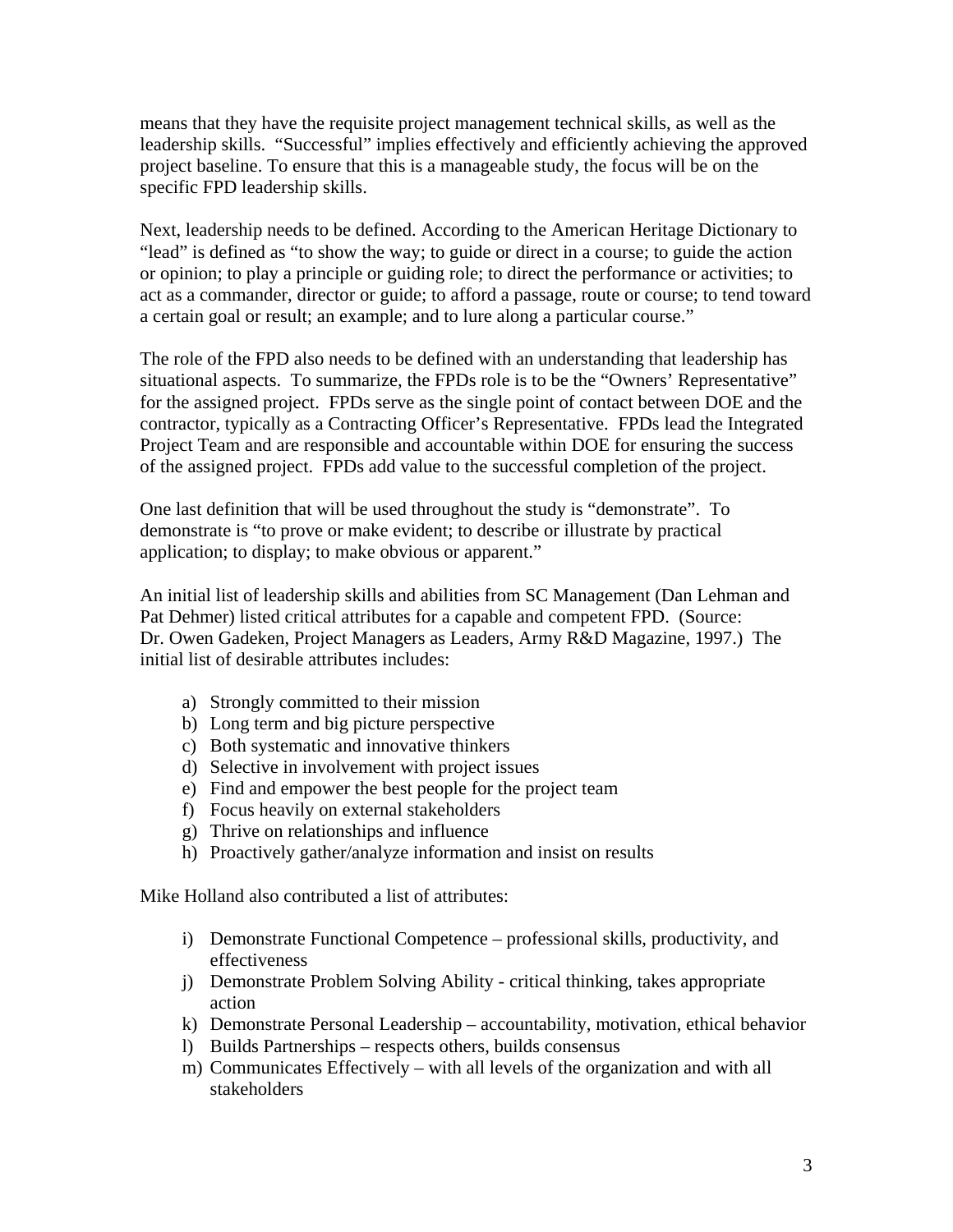means that they have the requisite project management technical skills, as well as the leadership skills. "Successful" implies effectively and efficiently achieving the approved project baseline. To ensure that this is a manageable study, the focus will be on the specific FPD leadership skills.

Next, leadership needs to be defined. According to the American Heritage Dictionary to "lead" is defined as "to show the way; to guide or direct in a course; to guide the action or opinion; to play a principle or guiding role; to direct the performance or activities; to act as a commander, director or guide; to afford a passage, route or course; to tend toward a certain goal or result; an example; and to lure along a particular course."

The role of the FPD also needs to be defined with an understanding that leadership has situational aspects. To summarize, the FPDs role is to be the "Owners' Representative" for the assigned project. FPDs serve as the single point of contact between DOE and the contractor, typically as a Contracting Officer's Representative. FPDs lead the Integrated Project Team and are responsible and accountable within DOE for ensuring the success of the assigned project. FPDs add value to the successful completion of the project.

One last definition that will be used throughout the study is "demonstrate". To demonstrate is "to prove or make evident; to describe or illustrate by practical application; to display; to make obvious or apparent."

An initial list of leadership skills and abilities from SC Management (Dan Lehman and Pat Dehmer) listed critical attributes for a capable and competent FPD. (Source: Dr. Owen Gadeken, Project Managers as Leaders, Army R&D Magazine, 1997.) The initial list of desirable attributes includes:

a) Strongly committed to their mission
b) Long term and big picture perspective
c) Both systematic and innovative thinkers
d) Selective in involvement with project issues
e) Find and empower the best people for the project team
f) Focus heavily on external stakeholders
g) Thrive on relationships and influence
h) Proactively gather/analyze information and insist on results

Mike Holland also contributed a list of attributes:

i) Demonstrate Functional Competence – professional skills, productivity, and effectiveness
j) Demonstrate Problem Solving Ability - critical thinking, takes appropriate action
k) Demonstrate Personal Leadership – accountability, motivation, ethical behavior
l) Builds Partnerships – respects others, builds consensus
m) Communicates Effectively – with all levels of the organization and with all stakeholders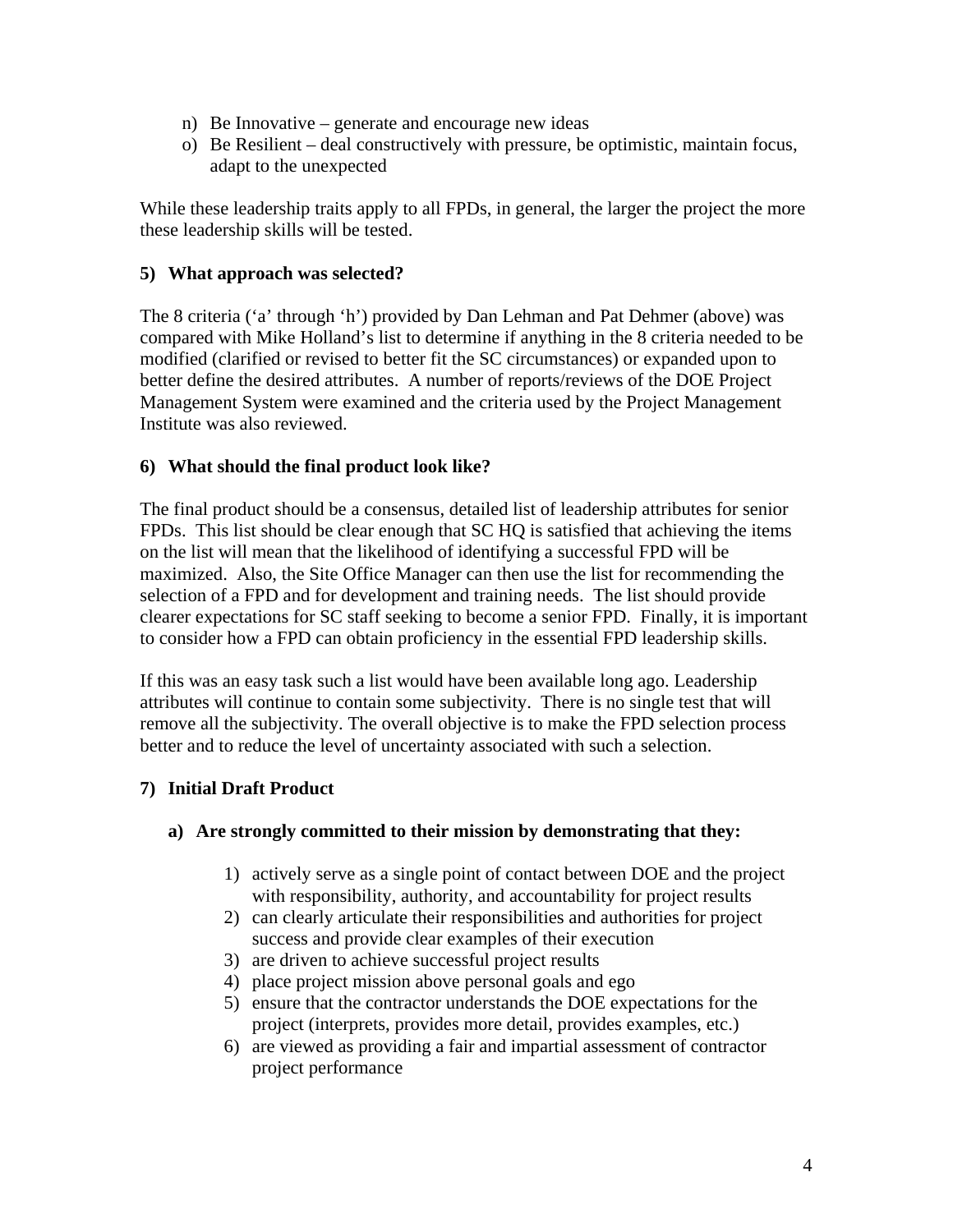n) Be Innovative – generate and encourage new ideas
o) Be Resilient – deal constructively with pressure, be optimistic, maintain focus, adapt to the unexpected

While these leadership traits apply to all FPDs, in general, the larger the project the more these leadership skills will be tested.

**5) What approach was selected?**

The 8 criteria ('a' through 'h') provided by Dan Lehman and Pat Dehmer (above) was compared with Mike Holland's list to determine if anything in the 8 criteria needed to be modified (clarified or revised to better fit the SC circumstances) or expanded upon to better define the desired attributes. A number of reports/reviews of the DOE Project Management System were examined and the criteria used by the Project Management Institute was also reviewed.

**6) What should the final product look like?**

The final product should be a consensus, detailed list of leadership attributes for senior FPDs. This list should be clear enough that SC HQ is satisfied that achieving the items on the list will mean that the likelihood of identifying a successful FPD will be maximized. Also, the Site Office Manager can then use the list for recommending the selection of a FPD and for development and training needs. The list should provide clearer expectations for SC staff seeking to become a senior FPD. Finally, it is important to consider how a FPD can obtain proficiency in the essential FPD leadership skills.

If this was an easy task such a list would have been available long ago. Leadership attributes will continue to contain some subjectivity. There is no single test that will remove all the subjectivity. The overall objective is to make the FPD selection process better and to reduce the level of uncertainty associated with such a selection.

**7) Initial Draft Product**

**a) Are strongly committed to their mission by demonstrating that they:**

1) actively serve as a single point of contact between DOE and the project with responsibility, authority, and accountability for project results
2) can clearly articulate their responsibilities and authorities for project success and provide clear examples of their execution
3) are driven to achieve successful project results
4) place project mission above personal goals and ego
5) ensure that the contractor understands the DOE expectations for the project (interprets, provides more detail, provides examples, etc.)
6) are viewed as providing a fair and impartial assessment of contractor project performance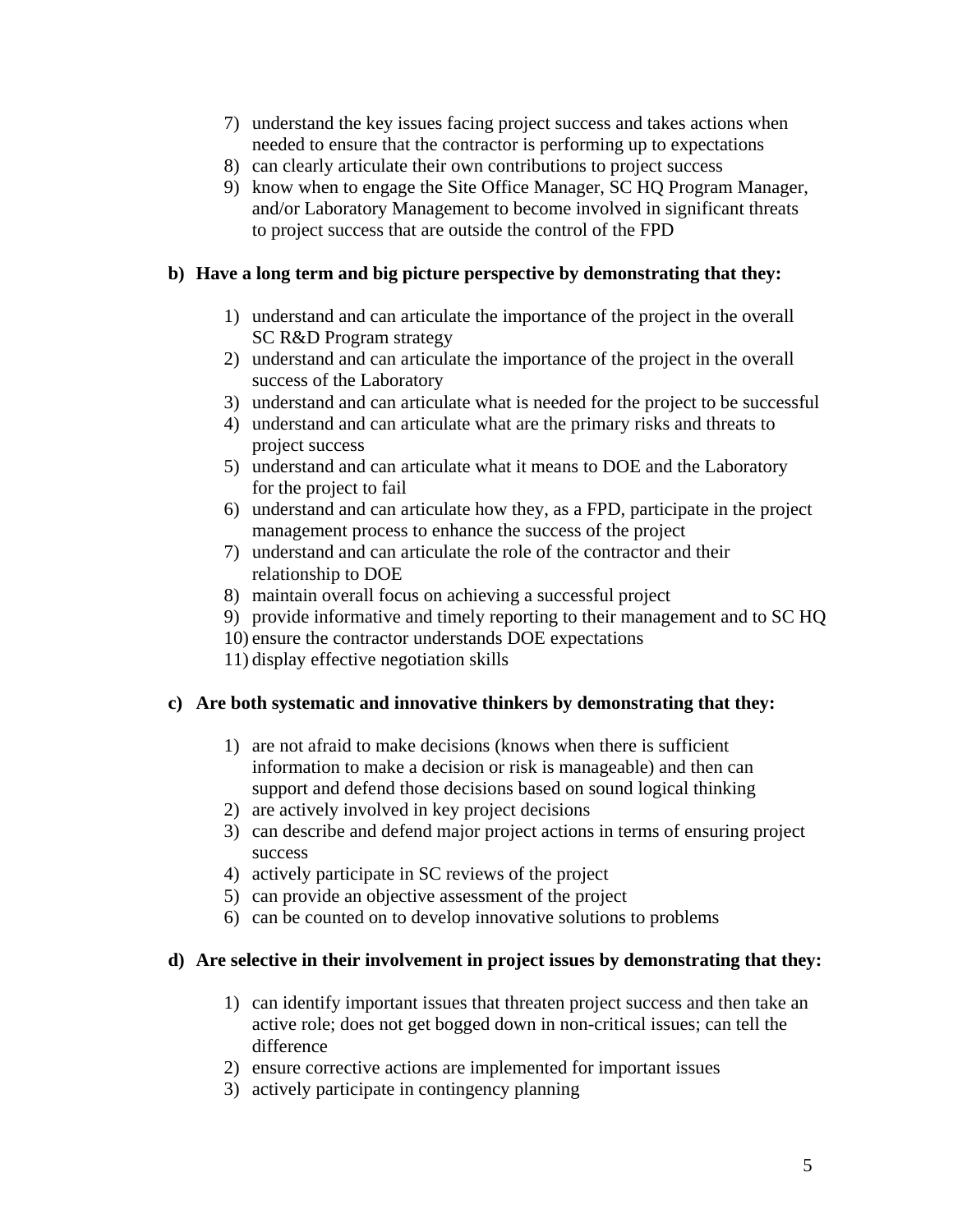7) understand the key issues facing project success and takes actions when needed to ensure that the contractor is performing up to expectations
8) can clearly articulate their own contributions to project success
9) know when to engage the Site Office Manager, SC HQ Program Manager, and/or Laboratory Management to become involved in significant threats to project success that are outside the control of the FPD

**b) Have a long term and big picture perspective by demonstrating that they:**

1) understand and can articulate the importance of the project in the overall SC R&D Program strategy
2) understand and can articulate the importance of the project in the overall success of the Laboratory
3) understand and can articulate what is needed for the project to be successful
4) understand and can articulate what are the primary risks and threats to project success
5) understand and can articulate what it means to DOE and the Laboratory for the project to fail
6) understand and can articulate how they, as a FPD, participate in the project management process to enhance the success of the project
7) understand and can articulate the role of the contractor and their relationship to DOE
8) maintain overall focus on achieving a successful project
9) provide informative and timely reporting to their management and to SC HQ
10) ensure the contractor understands DOE expectations
11) display effective negotiation skills

**c) Are both systematic and innovative thinkers by demonstrating that they:**

1) are not afraid to make decisions (knows when there is sufficient information to make a decision or risk is manageable) and then can support and defend those decisions based on sound logical thinking
2) are actively involved in key project decisions
3) can describe and defend major project actions in terms of ensuring project success
4) actively participate in SC reviews of the project
5) can provide an objective assessment of the project
6) can be counted on to develop innovative solutions to problems

**d) Are selective in their involvement in project issues by demonstrating that they:**

1) can identify important issues that threaten project success and then take an active role; does not get bogged down in non-critical issues; can tell the difference
2) ensure corrective actions are implemented for important issues
3) actively participate in contingency planning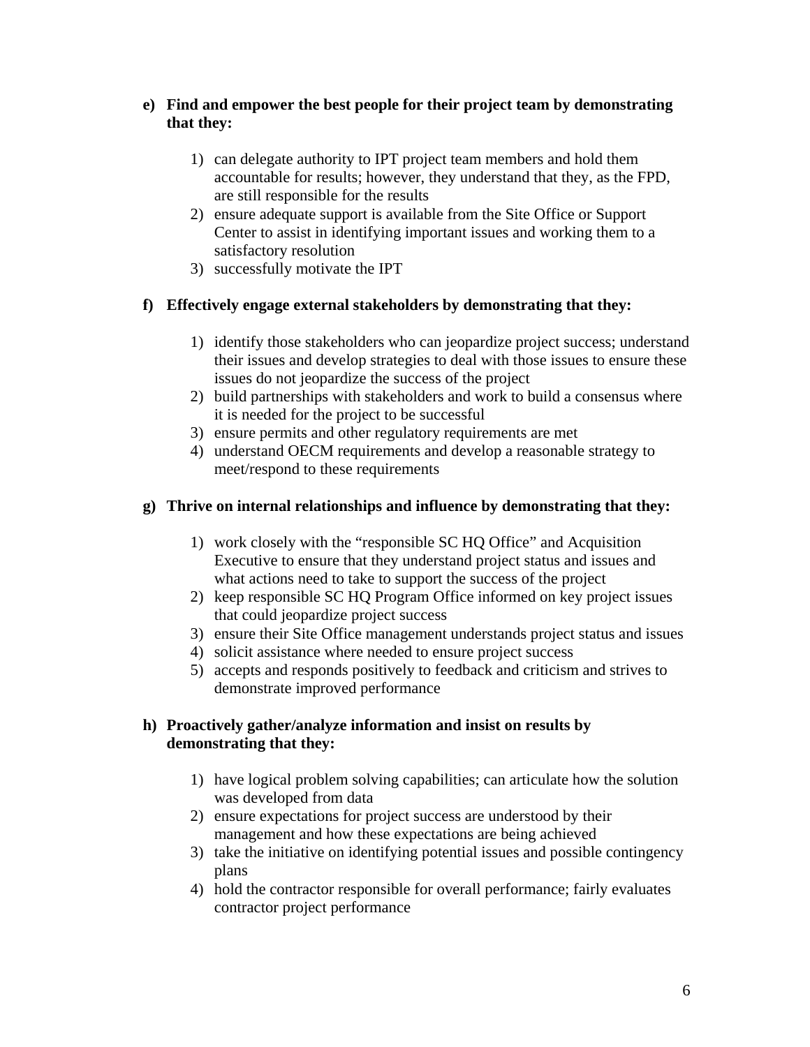**e) Find and empower the best people for their project team by demonstrating that they:**

1) can delegate authority to IPT project team members and hold them accountable for results; however, they understand that they, as the FPD, are still responsible for the results
2) ensure adequate support is available from the Site Office or Support Center to assist in identifying important issues and working them to a satisfactory resolution
3) successfully motivate the IPT

**f) Effectively engage external stakeholders by demonstrating that they:**

1) identify those stakeholders who can jeopardize project success; understand their issues and develop strategies to deal with those issues to ensure these issues do not jeopardize the success of the project
2) build partnerships with stakeholders and work to build a consensus where it is needed for the project to be successful
3) ensure permits and other regulatory requirements are met
4) understand OECM requirements and develop a reasonable strategy to meet/respond to these requirements

**g) Thrive on internal relationships and influence by demonstrating that they:**

1) work closely with the "responsible SC HQ Office" and Acquisition Executive to ensure that they understand project status and issues and what actions need to take to support the success of the project
2) keep responsible SC HQ Program Office informed on key project issues that could jeopardize project success
3) ensure their Site Office management understands project status and issues
4) solicit assistance where needed to ensure project success
5) accepts and responds positively to feedback and criticism and strives to demonstrate improved performance

**h) Proactively gather/analyze information and insist on results by demonstrating that they:**

1) have logical problem solving capabilities; can articulate how the solution was developed from data
2) ensure expectations for project success are understood by their management and how these expectations are being achieved
3) take the initiative on identifying potential issues and possible contingency plans
4) hold the contractor responsible for overall performance; fairly evaluates contractor project performance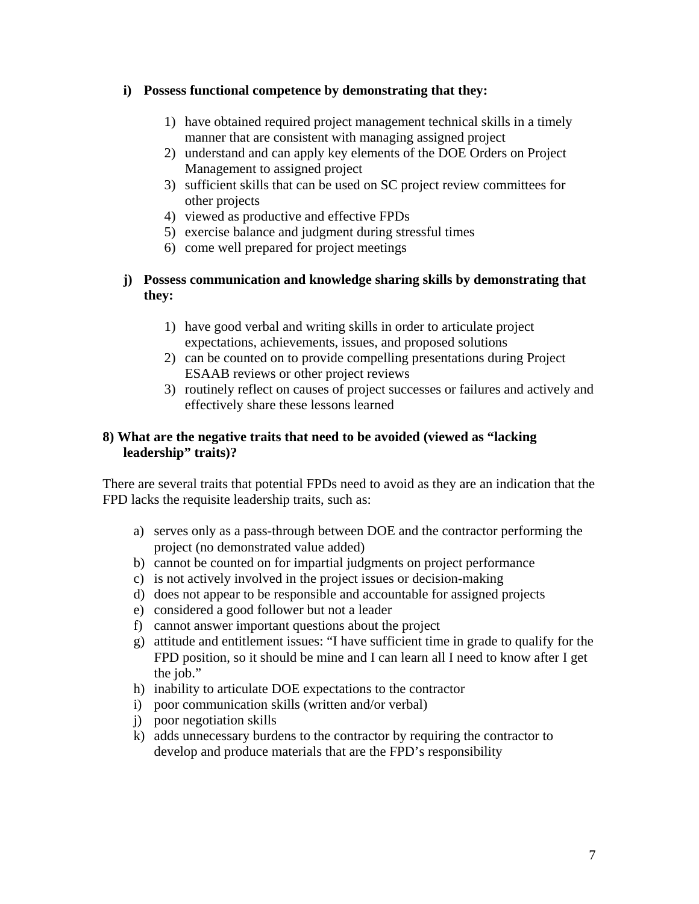**i) Possess functional competence by demonstrating that they:**

1) have obtained required project management technical skills in a timely manner that are consistent with managing assigned project
2) understand and can apply key elements of the DOE Orders on Project Management to assigned project
3) sufficient skills that can be used on SC project review committees for other projects
4) viewed as productive and effective FPDs
5) exercise balance and judgment during stressful times
6) come well prepared for project meetings

**j) Possess communication and knowledge sharing skills by demonstrating that they:**

1) have good verbal and writing skills in order to articulate project expectations, achievements, issues, and proposed solutions
2) can be counted on to provide compelling presentations during Project ESAAB reviews or other project reviews
3) routinely reflect on causes of project successes or failures and actively and effectively share these lessons learned

**8) What are the negative traits that need to be avoided (viewed as "lacking leadership" traits)?**

There are several traits that potential FPDs need to avoid as they are an indication that the FPD lacks the requisite leadership traits, such as:

a) serves only as a pass-through between DOE and the contractor performing the project (no demonstrated value added)
b) cannot be counted on for impartial judgments on project performance
c) is not actively involved in the project issues or decision-making
d) does not appear to be responsible and accountable for assigned projects
e) considered a good follower but not a leader
f) cannot answer important questions about the project
g) attitude and entitlement issues: "I have sufficient time in grade to qualify for the FPD position, so it should be mine and I can learn all I need to know after I get the job."
h) inability to articulate DOE expectations to the contractor
i) poor communication skills (written and/or verbal)
j) poor negotiation skills
k) adds unnecessary burdens to the contractor by requiring the contractor to develop and produce materials that are the FPD's responsibility